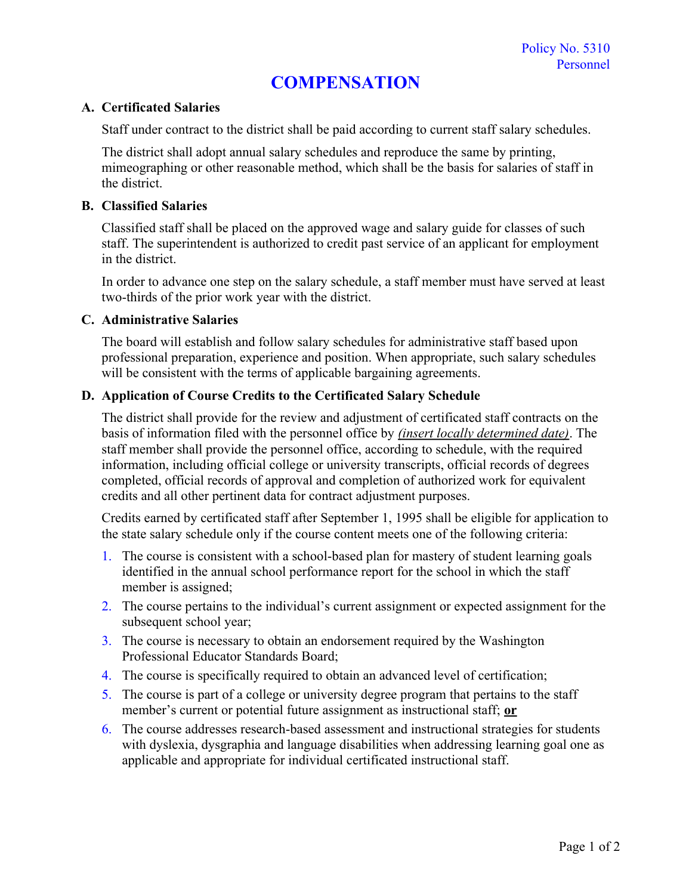Policy No. 5310
Personnel

# COMPENSATION

## A. Certificated Salaries

Staff under contract to the district shall be paid according to current staff salary schedules.

The district shall adopt annual salary schedules and reproduce the same by printing, mimeographing or other reasonable method, which shall be the basis for salaries of staff in the district.

## B. Classified Salaries

Classified staff shall be placed on the approved wage and salary guide for classes of such staff. The superintendent is authorized to credit past service of an applicant for employment in the district.

In order to advance one step on the salary schedule, a staff member must have served at least two-thirds of the prior work year with the district.

## C. Administrative Salaries

The board will establish and follow salary schedules for administrative staff based upon professional preparation, experience and position. When appropriate, such salary schedules will be consistent with the terms of applicable bargaining agreements.

## D. Application of Course Credits to the Certificated Salary Schedule

The district shall provide for the review and adjustment of certificated staff contracts on the basis of information filed with the personnel office by *(insert locally determined date)*. The staff member shall provide the personnel office, according to schedule, with the required information, including official college or university transcripts, official records of degrees completed, official records of approval and completion of authorized work for equivalent credits and all other pertinent data for contract adjustment purposes.

Credits earned by certificated staff after September 1, 1995 shall be eligible for application to the state salary schedule only if the course content meets one of the following criteria:

1. The course is consistent with a school-based plan for mastery of student learning goals identified in the annual school performance report for the school in which the staff member is assigned;
2. The course pertains to the individual's current assignment or expected assignment for the subsequent school year;
3. The course is necessary to obtain an endorsement required by the Washington Professional Educator Standards Board;
4. The course is specifically required to obtain an advanced level of certification;
5. The course is part of a college or university degree program that pertains to the staff member's current or potential future assignment as instructional staff; **or**
6. The course addresses research-based assessment and instructional strategies for students with dyslexia, dysgraphia and language disabilities when addressing learning goal one as applicable and appropriate for individual certificated instructional staff.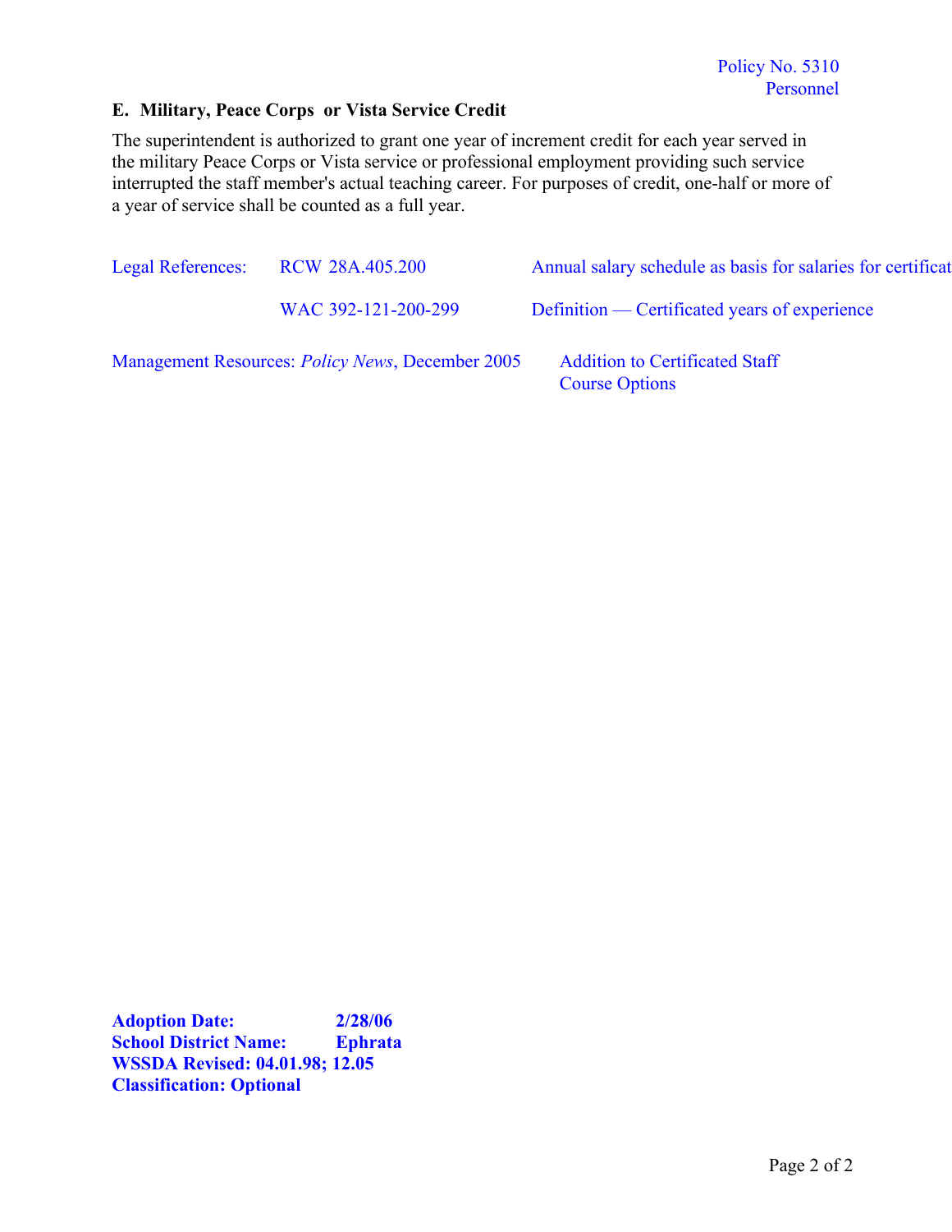## E. Military, Peace Corps or Vista Service Credit

The superintendent is authorized to grant one year of increment credit for each year served in the military Peace Corps or Vista service or professional employment providing such service interrupted the staff member's actual teaching career. For purposes of credit, one-half or more of a year of service shall be counted as a full year.

| | | |
|---|---|---|
| Legal References: | RCW 28A.405.200 | Annual salary schedule as basis for salaries for certificat |
| | WAC 392-121-200-299 | Definition — Certificated years of experience |

Management Resources: *Policy News*, December 2005 — Addition to Certificated Staff Course Options

**Adoption Date:** **2/28/06**
**School District Name:** **Ephrata**
**WSSDA Revised: 04.01.98; 12.05**
**Classification: Optional**